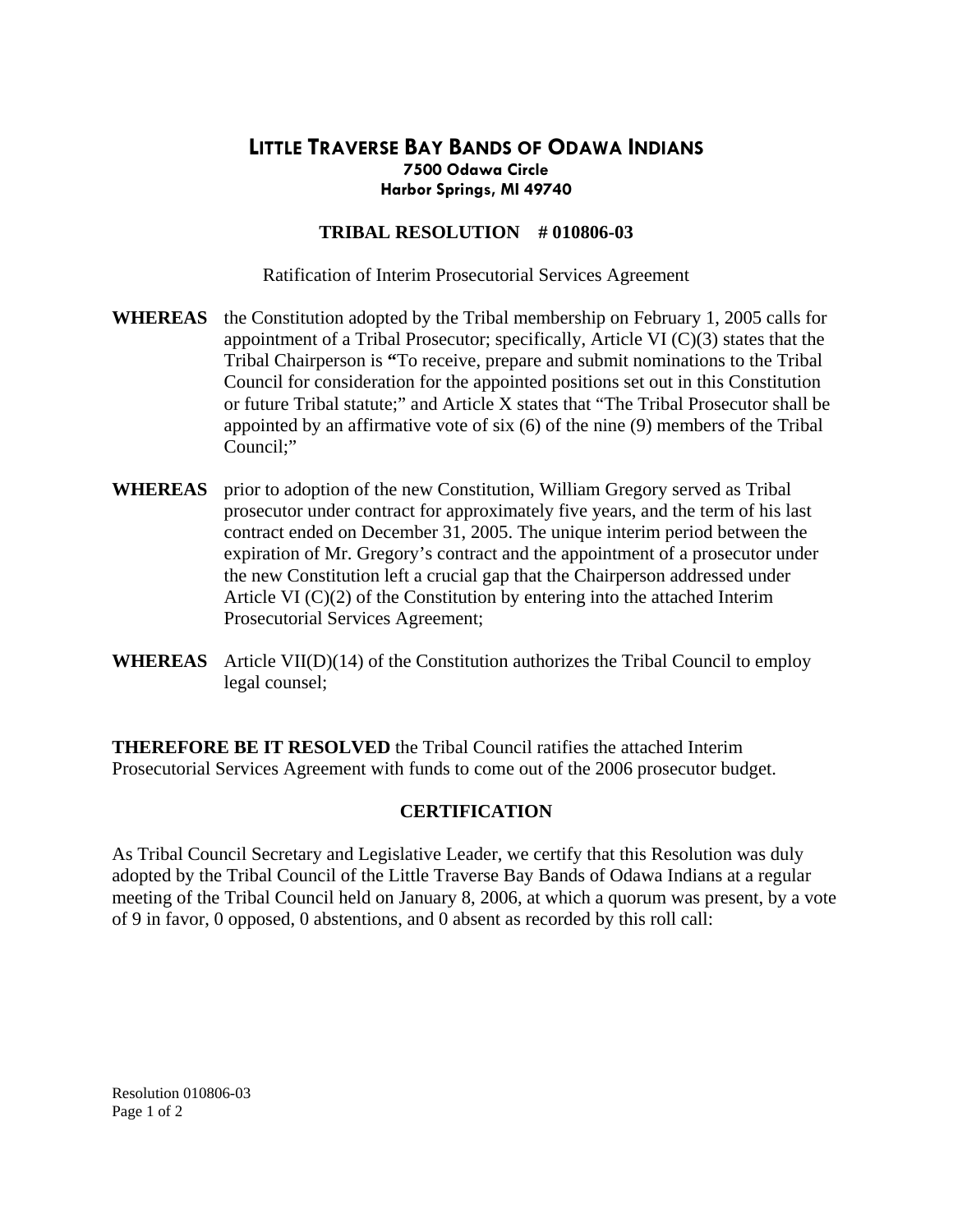# LITTLE TRAVERSE BAY BANDS OF ODAWA INDIANS

**7500 Odawa Circle**
**Harbor Springs, MI 49740**

## TRIBAL RESOLUTION # 010806-03

Ratification of Interim Prosecutorial Services Agreement

**WHEREAS** the Constitution adopted by the Tribal membership on February 1, 2005 calls for appointment of a Tribal Prosecutor; specifically, Article VI (C)(3) states that the Tribal Chairperson is **"**To receive, prepare and submit nominations to the Tribal Council for consideration for the appointed positions set out in this Constitution or future Tribal statute;" and Article X states that "The Tribal Prosecutor shall be appointed by an affirmative vote of six (6) of the nine (9) members of the Tribal Council;"

**WHEREAS** prior to adoption of the new Constitution, William Gregory served as Tribal prosecutor under contract for approximately five years, and the term of his last contract ended on December 31, 2005. The unique interim period between the expiration of Mr. Gregory's contract and the appointment of a prosecutor under the new Constitution left a crucial gap that the Chairperson addressed under Article VI (C)(2) of the Constitution by entering into the attached Interim Prosecutorial Services Agreement;

**WHEREAS** Article VII(D)(14) of the Constitution authorizes the Tribal Council to employ legal counsel;

**THEREFORE BE IT RESOLVED** the Tribal Council ratifies the attached Interim Prosecutorial Services Agreement with funds to come out of the 2006 prosecutor budget.

## CERTIFICATION

As Tribal Council Secretary and Legislative Leader, we certify that this Resolution was duly adopted by the Tribal Council of the Little Traverse Bay Bands of Odawa Indians at a regular meeting of the Tribal Council held on January 8, 2006, at which a quorum was present, by a vote of 9 in favor, 0 opposed, 0 abstentions, and 0 absent as recorded by this roll call: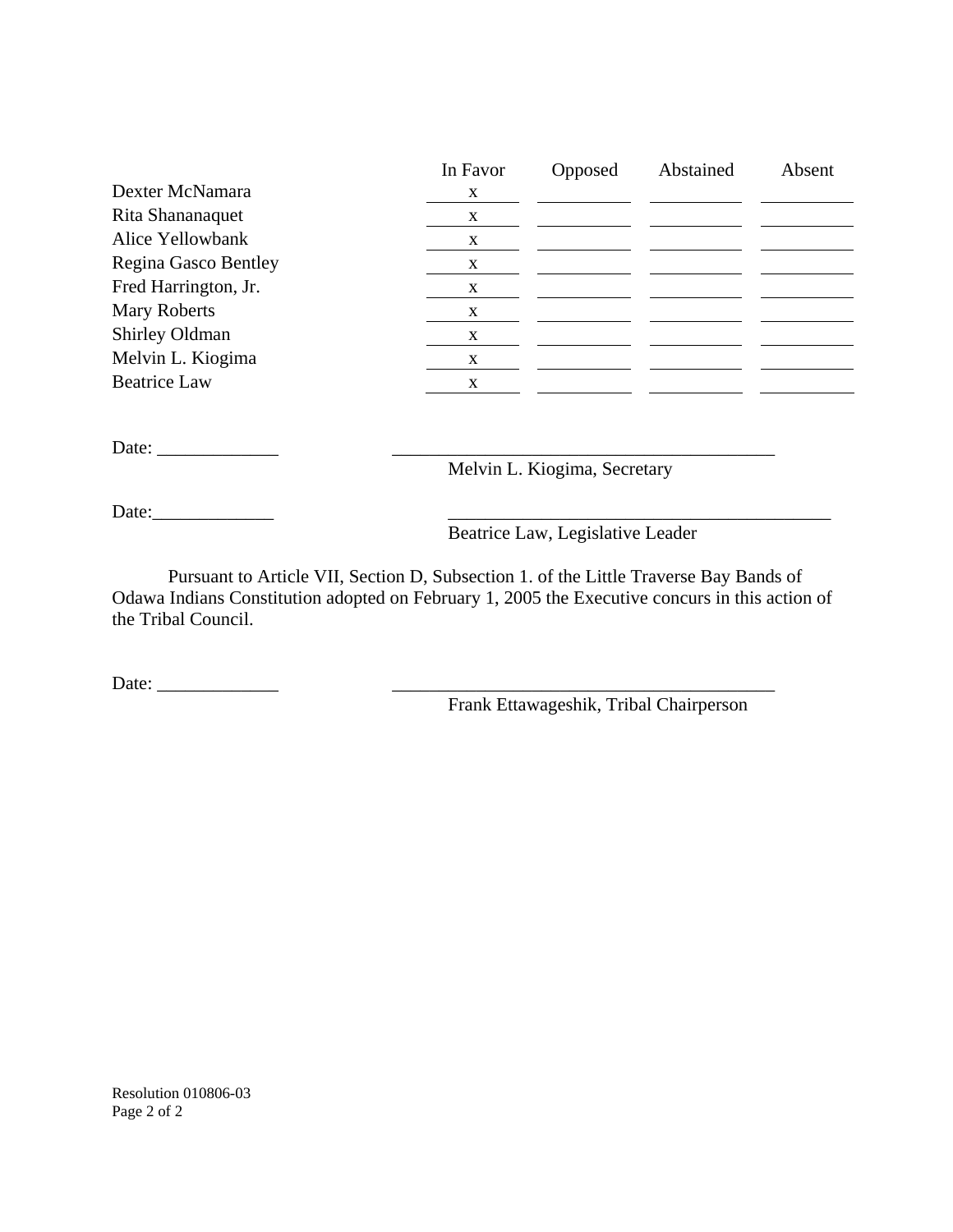| | In Favor | Opposed | Abstained | Absent |
| --- | --- | --- | --- | --- |
| Dexter McNamara | x | | | |
| Rita Shananaquet | x | | | |
| Alice Yellowbank | x | | | |
| Regina Gasco Bentley | x | | | |
| Fred Harrington, Jr. | x | | | |
| Mary Roberts | x | | | |
| Shirley Oldman | x | | | |
| Melvin L. Kiogima | x | | | |
| Beatrice Law | x | | | |

Date: _____________ _________________________________________

Melvin L. Kiogima, Secretary

Date:_____________ _________________________________________

Beatrice Law, Legislative Leader

Pursuant to Article VII, Section D, Subsection 1. of the Little Traverse Bay Bands of Odawa Indians Constitution adopted on February 1, 2005 the Executive concurs in this action of the Tribal Council.

Date: _____________ _________________________________________

Frank Ettawageshik, Tribal Chairperson

Resolution 010806-03